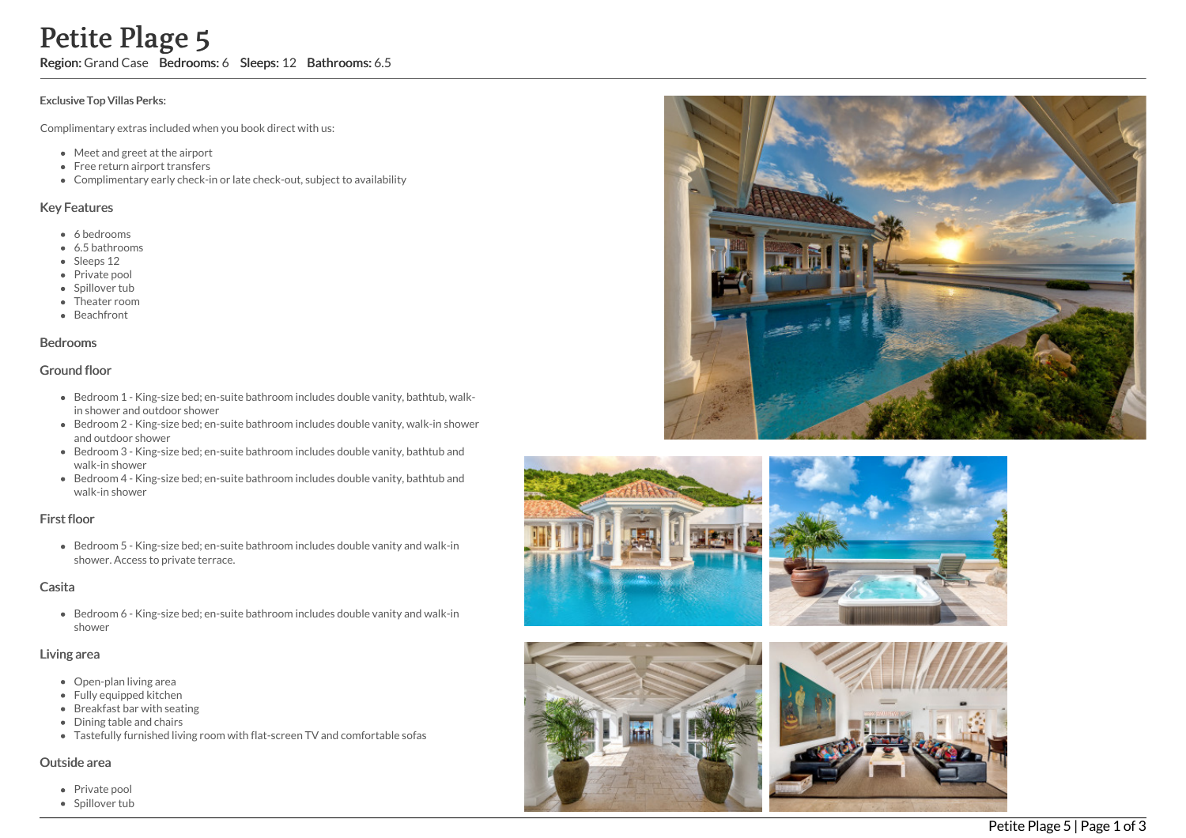# Petite Plage 5

**Region:** Grand Case **Bedrooms:** 6 **Sleeps:** 12 **Bathrooms:** 6.5

**Exclusive Top Villas Perks:**

Complimentary extras included when you book direct with us:

- Meet and greet at the airport
- Free return airport transfers
- Complimentary early check-in or late check-out, subject to availability

## Key Features

- 6 bedrooms
- 6.5 bathrooms
- Sleeps 12
- Private pool
- Spillover tub
- Theater room
- Beachfront

## Bedrooms

## Ground floor

- Bedroom 1 - King-size bed; en-suite bathroom includes double vanity, bathtub, walk-in shower and outdoor shower
- Bedroom 2 - King-size bed; en-suite bathroom includes double vanity, walk-in shower and outdoor shower
- Bedroom 3 - King-size bed; en-suite bathroom includes double vanity, bathtub and walk-in shower
- Bedroom 4 - King-size bed; en-suite bathroom includes double vanity, bathtub and walk-in shower

## First floor

- Bedroom 5 - King-size bed; en-suite bathroom includes double vanity and walk-in shower. Access to private terrace.

## Casita

- Bedroom 6 - King-size bed; en-suite bathroom includes double vanity and walk-in shower

## Living area

- Open-plan living area
- Fully equipped kitchen
- Breakfast bar with seating
- Dining table and chairs
- Tastefully furnished living room with flat-screen TV and comfortable sofas

## Outside area

- Private pool
- Spillover tub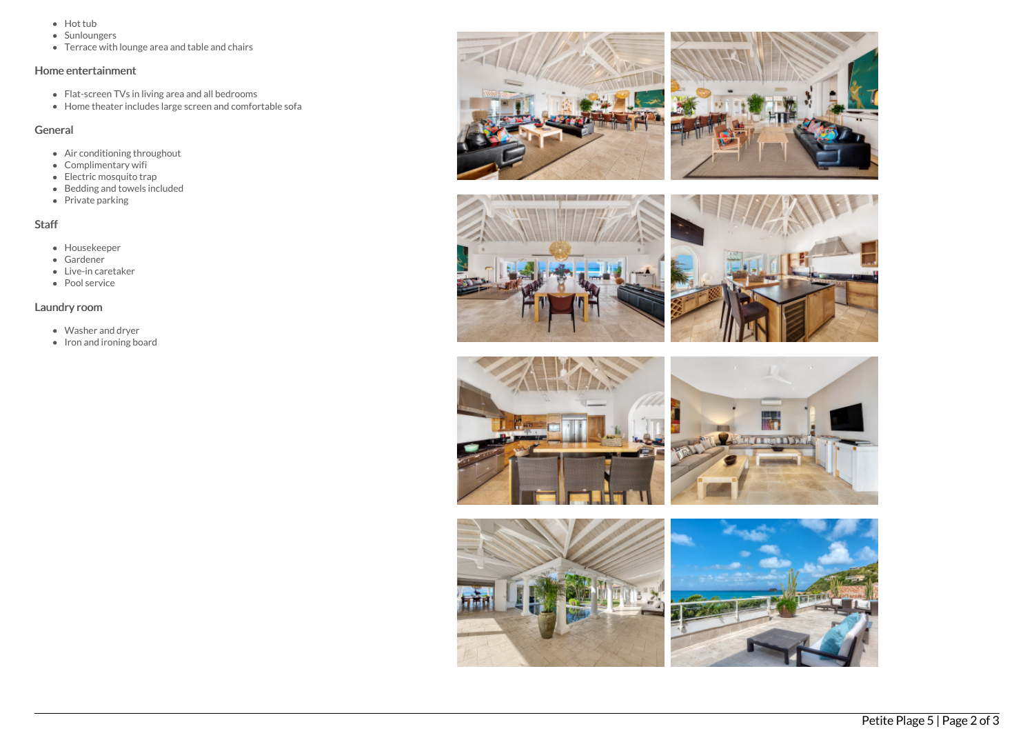- Hot tub
- Sunloungers
- Terrace with lounge area and table and chairs

## Home entertainment

- Flat-screen TVs in living area and all bedrooms
- Home theater includes large screen and comfortable sofa

## General

- Air conditioning throughout
- Complimentary wifi
- Electric mosquito trap
- Bedding and towels included
- Private parking

## Staff

- Housekeeper
- Gardener
- Live-in caretaker
- Pool service

## Laundry room

- Washer and dryer
- Iron and ironing board